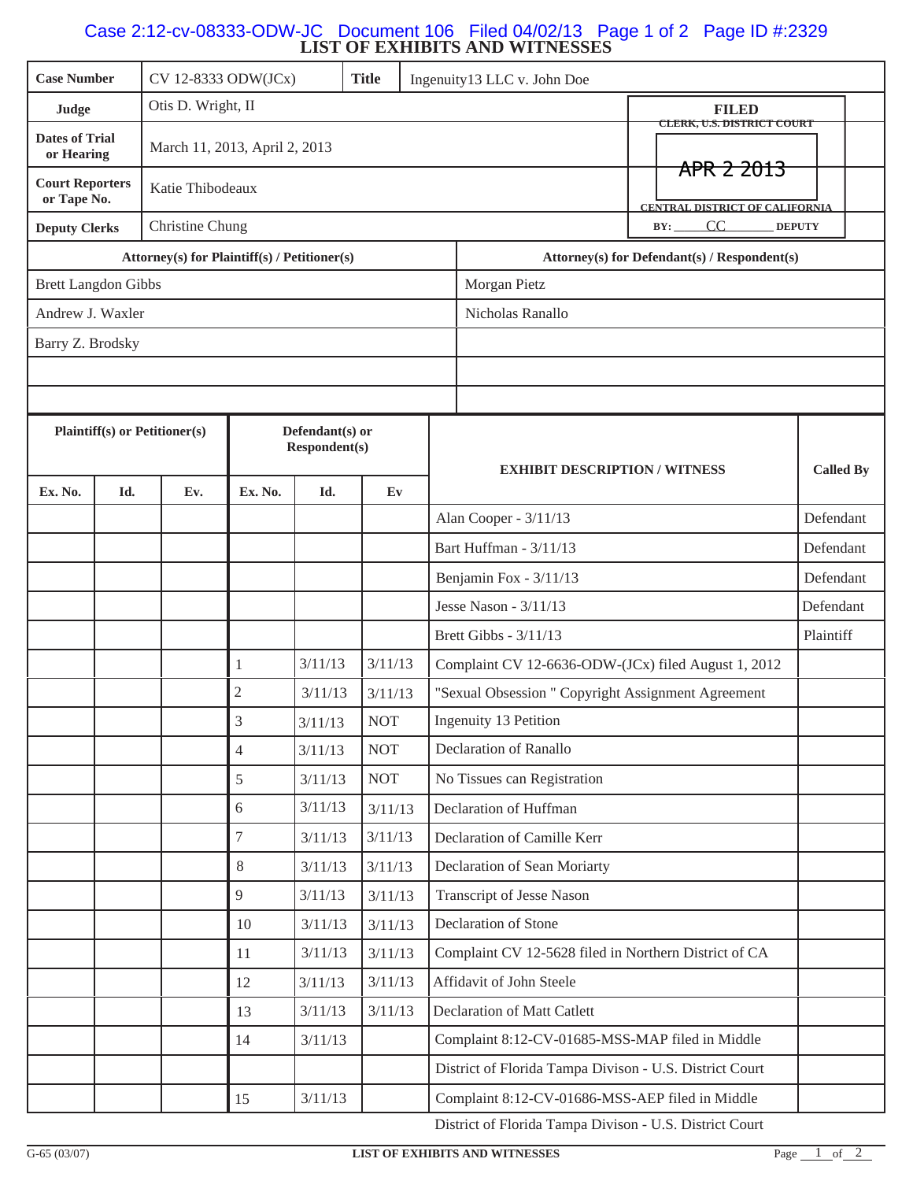# LIST OF EXHIBITS AND WITNESSES

| Case Number | CV 12-8333 ODW(JCx) | Title | Ingenuity13 LLC v. John Doe |
|---|---|---|---|
| Judge | Otis D. Wright, II | | |
| Dates of Trial or Hearing | March 11, 2013, April 2, 2013 | | |
| Court Reporters or Tape No. | Katie Thibodeaux | | |
| Deputy Clerks | Christine Chung | | |

FILED
CLERK, U.S. DISTRICT COURT
APR 2 2013
CENTRAL DISTRICT OF CALIFORNIA
BY: CC DEPUTY

| Attorney(s) for Plaintiff(s) / Petitioner(s) | Attorney(s) for Defendant(s) / Respondent(s) |
|---|---|
| Brett Langdon Gibbs | Morgan Pietz |
| Andrew J. Waxler | Nicholas Ranallo |
| Barry Z. Brodsky | |

| Plaintiff(s) or Petitioner(s) Ex. No. | Id. | Ev. | Defendant(s) or Respondent(s) Ex. No. | Id. | Ev | EXHIBIT DESCRIPTION / WITNESS | Called By |
|---|---|---|---|---|---|---|---|
| | | | | | | Alan Cooper - 3/11/13 | Defendant |
| | | | | | | Bart Huffman - 3/11/13 | Defendant |
| | | | | | | Benjamin Fox - 3/11/13 | Defendant |
| | | | | | | Jesse Nason - 3/11/13 | Defendant |
| | | | | | | Brett Gibbs - 3/11/13 | Plaintiff |
| | | | 1 | 3/11/13 | 3/11/13 | Complaint CV 12-6636-ODW-(JCx) filed August 1, 2012 | |
| | | | 2 | 3/11/13 | 3/11/13 | "Sexual Obsession " Copyright Assignment Agreement | |
| | | | 3 | 3/11/13 | NOT | Ingenuity 13 Petition | |
| | | | 4 | 3/11/13 | NOT | Declaration of Ranallo | |
| | | | 5 | 3/11/13 | NOT | No Tissues can Registration | |
| | | | 6 | 3/11/13 | 3/11/13 | Declaration of Huffman | |
| | | | 7 | 3/11/13 | 3/11/13 | Declaration of Camille Kerr | |
| | | | 8 | 3/11/13 | 3/11/13 | Declaration of Sean Moriarty | |
| | | | 9 | 3/11/13 | 3/11/13 | Transcript of Jesse Nason | |
| | | | 10 | 3/11/13 | 3/11/13 | Declaration of Stone | |
| | | | 11 | 3/11/13 | 3/11/13 | Complaint CV 12-5628 filed in Northern District of CA | |
| | | | 12 | 3/11/13 | 3/11/13 | Affidavit of John Steele | |
| | | | 13 | 3/11/13 | 3/11/13 | Declaration of Matt Catlett | |
| | | | 14 | 3/11/13 | | Complaint 8:12-CV-01685-MSS-MAP filed in Middle District of Florida Tampa Divison - U.S. District Court | |
| | | | 15 | 3/11/13 | | Complaint 8:12-CV-01686-MSS-AEP filed in Middle District of Florida Tampa Divison - U.S. District Court | |

G-65 (03/07) LIST OF EXHIBITS AND WITNESSES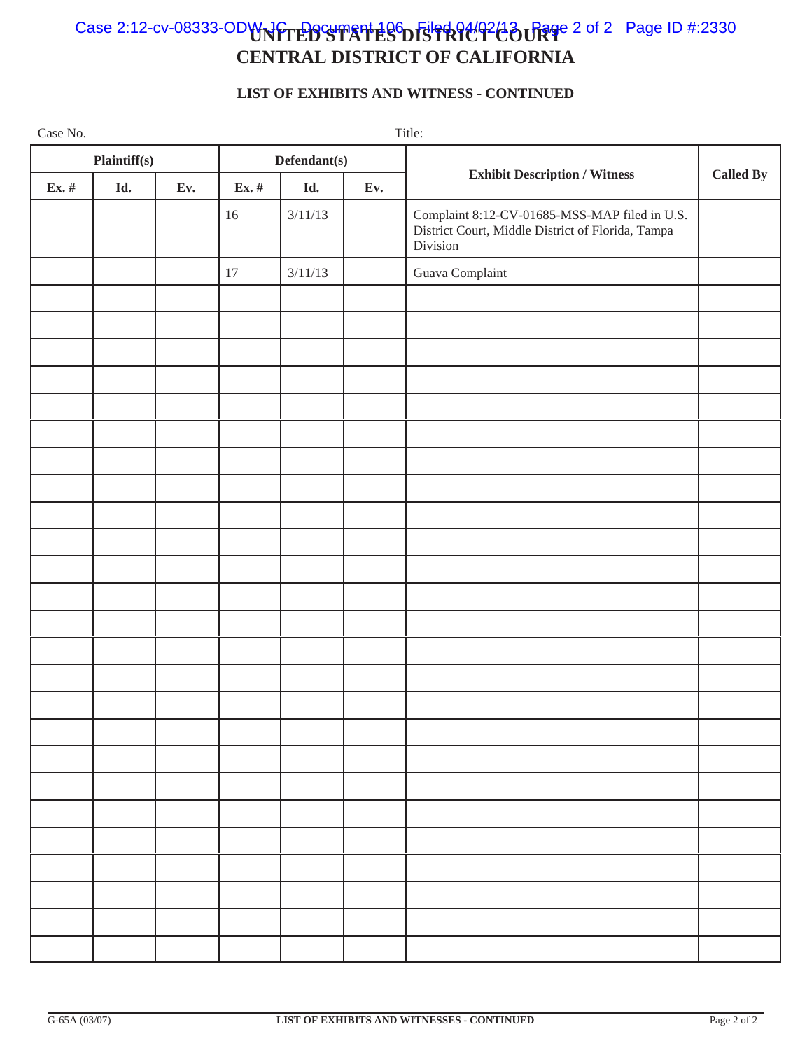# UNITED STATES DISTRICT COURT
# CENTRAL DISTRICT OF CALIFORNIA

## LIST OF EXHIBITS AND WITNESS - CONTINUED

Case No.                                                                 Title:

| Plaintiff(s) | | | Defendant(s) | | | Exhibit Description / Witness | Called By |
|---|---|---|---|---|---|---|---|
| Ex. # | Id. | Ev. | Ex. # | Id. | Ev. | | |
| | | | 16 | 3/11/13 | | Complaint 8:12-CV-01685-MSS-MAP filed in U.S. District Court, Middle District of Florida, Tampa Division | |
| | | | 17 | 3/11/13 | | Guava Complaint | |
| | | | | | | | |
| | | | | | | | |
| | | | | | | | |
| | | | | | | | |
| | | | | | | | |
| | | | | | | | |
| | | | | | | | |
| | | | | | | | |
| | | | | | | | |
| | | | | | | | |
| | | | | | | | |
| | | | | | | | |
| | | | | | | | |
| | | | | | | | |
| | | | | | | | |
| | | | | | | | |
| | | | | | | | |
| | | | | | | | |
| | | | | | | | |
| | | | | | | | |
| | | | | | | | |
| | | | | | | | |
| | | | | | | | |
| | | | | | | | |
| | | | | | | | |
| | | | | | | | |

G-65A (03/07)          LIST OF EXHIBITS AND WITNESSES - CONTINUED